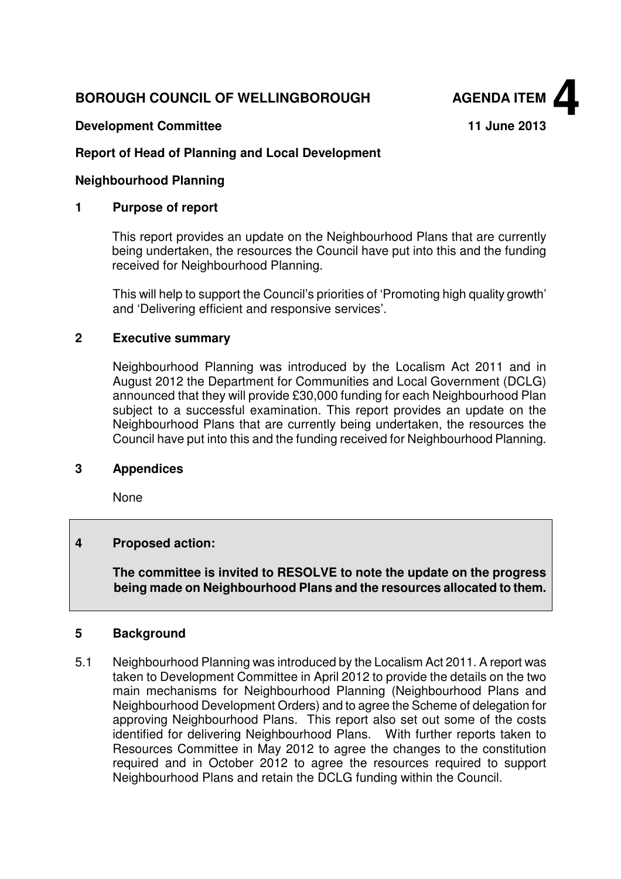**BOROUGH COUNCIL OF WELLINGBOROUGH** **AGENDA ITEM 4**

**Development Committee** **11 June 2013**

**Report of Head of Planning and Local Development**

**Neighbourhood Planning**

## 1 Purpose of report

This report provides an update on the Neighbourhood Plans that are currently being undertaken, the resources the Council have put into this and the funding received for Neighbourhood Planning.

This will help to support the Council's priorities of 'Promoting high quality growth' and 'Delivering efficient and responsive services'.

## 2 Executive summary

Neighbourhood Planning was introduced by the Localism Act 2011 and in August 2012 the Department for Communities and Local Government (DCLG) announced that they will provide £30,000 funding for each Neighbourhood Plan subject to a successful examination. This report provides an update on the Neighbourhood Plans that are currently being undertaken, the resources the Council have put into this and the funding received for Neighbourhood Planning.

## 3 Appendices

None

## 4 Proposed action:

**The committee is invited to RESOLVE to note the update on the progress being made on Neighbourhood Plans and the resources allocated to them.**

## 5 Background

5.1 Neighbourhood Planning was introduced by the Localism Act 2011. A report was taken to Development Committee in April 2012 to provide the details on the two main mechanisms for Neighbourhood Planning (Neighbourhood Plans and Neighbourhood Development Orders) and to agree the Scheme of delegation for approving Neighbourhood Plans. This report also set out some of the costs identified for delivering Neighbourhood Plans. With further reports taken to Resources Committee in May 2012 to agree the changes to the constitution required and in October 2012 to agree the resources required to support Neighbourhood Plans and retain the DCLG funding within the Council.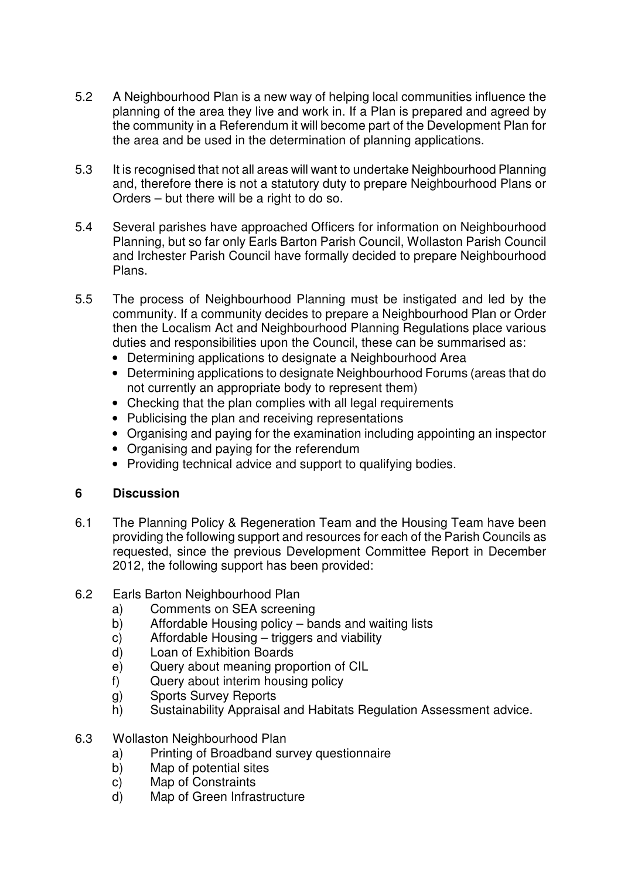5.2 A Neighbourhood Plan is a new way of helping local communities influence the planning of the area they live and work in. If a Plan is prepared and agreed by the community in a Referendum it will become part of the Development Plan for the area and be used in the determination of planning applications.

5.3 It is recognised that not all areas will want to undertake Neighbourhood Planning and, therefore there is not a statutory duty to prepare Neighbourhood Plans or Orders – but there will be a right to do so.

5.4 Several parishes have approached Officers for information on Neighbourhood Planning, but so far only Earls Barton Parish Council, Wollaston Parish Council and Irchester Parish Council have formally decided to prepare Neighbourhood Plans.

5.5 The process of Neighbourhood Planning must be instigated and led by the community. If a community decides to prepare a Neighbourhood Plan or Order then the Localism Act and Neighbourhood Planning Regulations place various duties and responsibilities upon the Council, these can be summarised as:

- Determining applications to designate a Neighbourhood Area
- Determining applications to designate Neighbourhood Forums (areas that do not currently an appropriate body to represent them)
- Checking that the plan complies with all legal requirements
- Publicising the plan and receiving representations
- Organising and paying for the examination including appointing an inspector
- Organising and paying for the referendum
- Providing technical advice and support to qualifying bodies.

## 6 Discussion

6.1 The Planning Policy & Regeneration Team and the Housing Team have been providing the following support and resources for each of the Parish Councils as requested, since the previous Development Committee Report in December 2012, the following support has been provided:

6.2 Earls Barton Neighbourhood Plan

a) Comments on SEA screening
b) Affordable Housing policy – bands and waiting lists
c) Affordable Housing – triggers and viability
d) Loan of Exhibition Boards
e) Query about meaning proportion of CIL
f) Query about interim housing policy
g) Sports Survey Reports
h) Sustainability Appraisal and Habitats Regulation Assessment advice.

6.3 Wollaston Neighbourhood Plan

a) Printing of Broadband survey questionnaire
b) Map of potential sites
c) Map of Constraints
d) Map of Green Infrastructure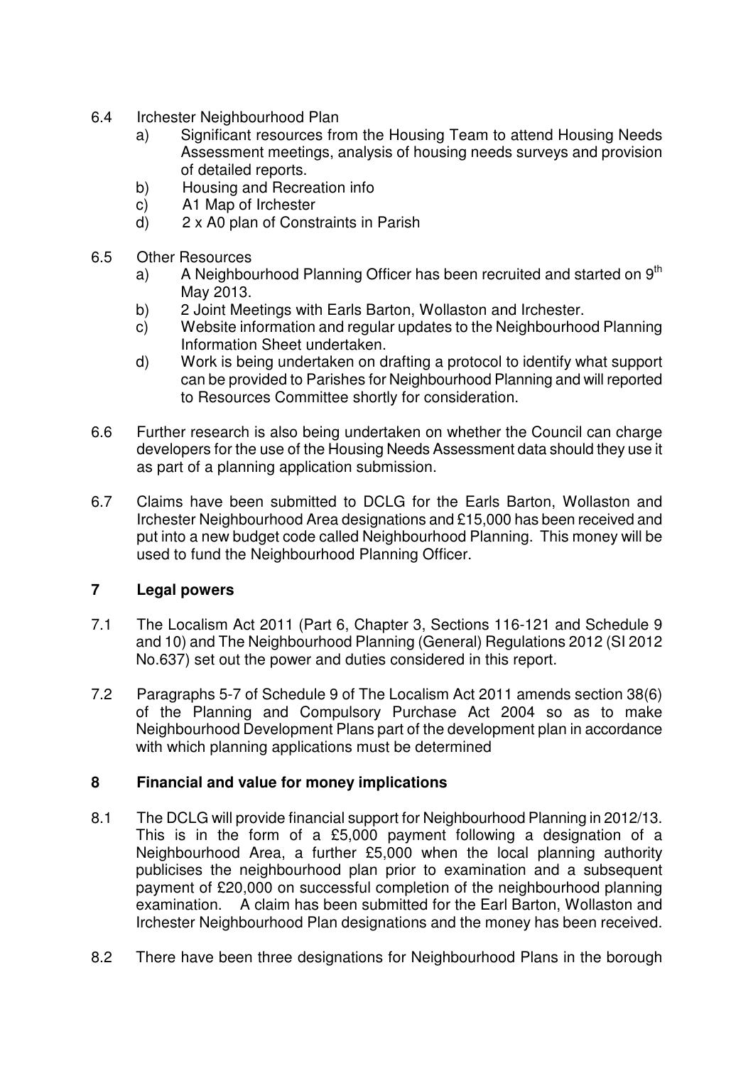6.4 Irchester Neighbourhood Plan

a) Significant resources from the Housing Team to attend Housing Needs Assessment meetings, analysis of housing needs surveys and provision of detailed reports.
b) Housing and Recreation info
c) A1 Map of Irchester
d) 2 x A0 plan of Constraints in Parish

6.5 Other Resources

a) A Neighbourhood Planning Officer has been recruited and started on 9th May 2013.
b) 2 Joint Meetings with Earls Barton, Wollaston and Irchester.
c) Website information and regular updates to the Neighbourhood Planning Information Sheet undertaken.
d) Work is being undertaken on drafting a protocol to identify what support can be provided to Parishes for Neighbourhood Planning and will reported to Resources Committee shortly for consideration.

6.6 Further research is also being undertaken on whether the Council can charge developers for the use of the Housing Needs Assessment data should they use it as part of a planning application submission.

6.7 Claims have been submitted to DCLG for the Earls Barton, Wollaston and Irchester Neighbourhood Area designations and £15,000 has been received and put into a new budget code called Neighbourhood Planning. This money will be used to fund the Neighbourhood Planning Officer.

## 7 Legal powers

7.1 The Localism Act 2011 (Part 6, Chapter 3, Sections 116-121 and Schedule 9 and 10) and The Neighbourhood Planning (General) Regulations 2012 (SI 2012 No.637) set out the power and duties considered in this report.

7.2 Paragraphs 5-7 of Schedule 9 of The Localism Act 2011 amends section 38(6) of the Planning and Compulsory Purchase Act 2004 so as to make Neighbourhood Development Plans part of the development plan in accordance with which planning applications must be determined

## 8 Financial and value for money implications

8.1 The DCLG will provide financial support for Neighbourhood Planning in 2012/13. This is in the form of a £5,000 payment following a designation of a Neighbourhood Area, a further £5,000 when the local planning authority publicises the neighbourhood plan prior to examination and a subsequent payment of £20,000 on successful completion of the neighbourhood planning examination. A claim has been submitted for the Earl Barton, Wollaston and Irchester Neighbourhood Plan designations and the money has been received.

8.2 There have been three designations for Neighbourhood Plans in the borough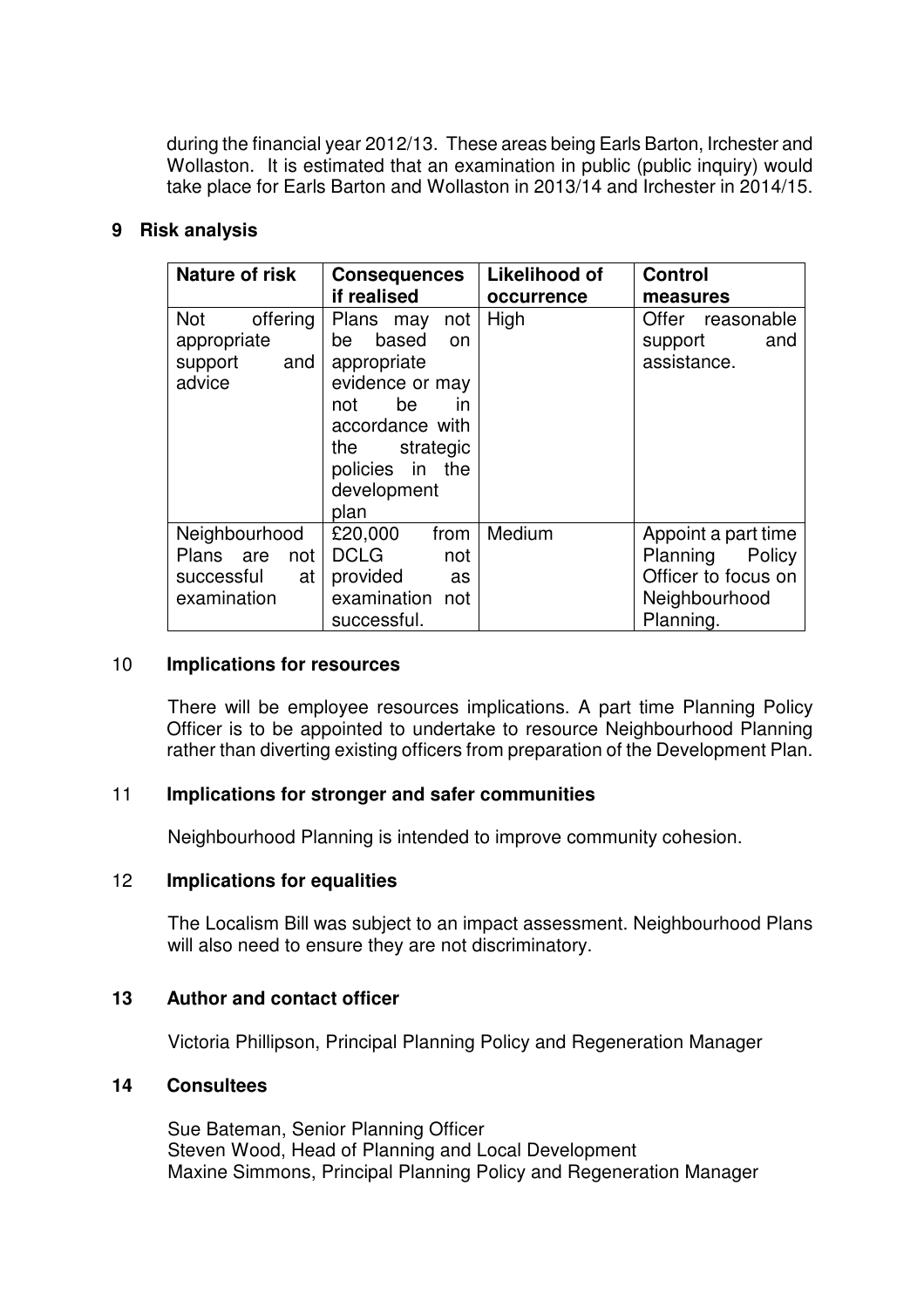during the financial year 2012/13. These areas being Earls Barton, Irchester and Wollaston. It is estimated that an examination in public (public inquiry) would take place for Earls Barton and Wollaston in 2013/14 and Irchester in 2014/15.

## 9 Risk analysis

| Nature of risk | Consequences if realised | Likelihood of occurrence | Control measures |
|---|---|---|---|
| Not offering appropriate support and advice | Plans may not be based on appropriate evidence or may not be in accordance with the strategic policies in the development plan | High | Offer reasonable support and assistance. |
| Neighbourhood Plans are not successful at examination | £20,000 from DCLG not provided as examination not successful. | Medium | Appoint a part time Planning Policy Officer to focus on Neighbourhood Planning. |

## 10 Implications for resources

There will be employee resources implications. A part time Planning Policy Officer is to be appointed to undertake to resource Neighbourhood Planning rather than diverting existing officers from preparation of the Development Plan.

## 11 Implications for stronger and safer communities

Neighbourhood Planning is intended to improve community cohesion.

## 12 Implications for equalities

The Localism Bill was subject to an impact assessment. Neighbourhood Plans will also need to ensure they are not discriminatory.

## 13 Author and contact officer

Victoria Phillipson, Principal Planning Policy and Regeneration Manager

## 14 Consultees

Sue Bateman, Senior Planning Officer
Steven Wood, Head of Planning and Local Development
Maxine Simmons, Principal Planning Policy and Regeneration Manager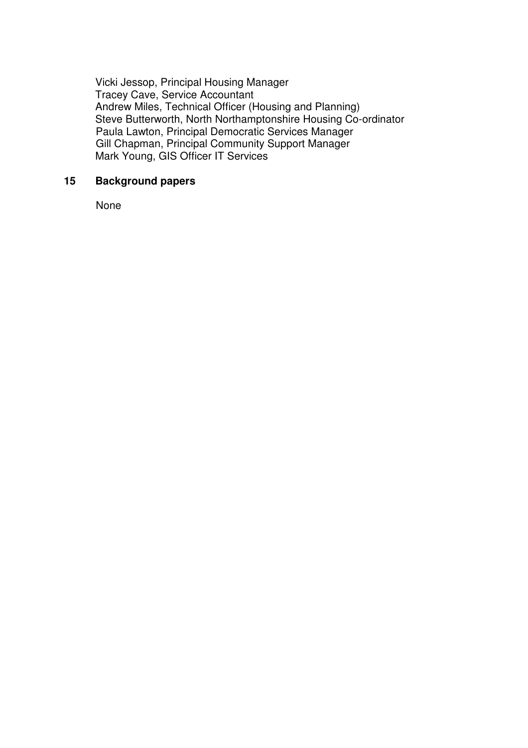Vicki Jessop, Principal Housing Manager
Tracey Cave, Service Accountant
Andrew Miles, Technical Officer (Housing and Planning)
Steve Butterworth, North Northamptonshire Housing Co-ordinator
Paula Lawton, Principal Democratic Services Manager
Gill Chapman, Principal Community Support Manager
Mark Young, GIS Officer IT Services

## 15 Background papers

None